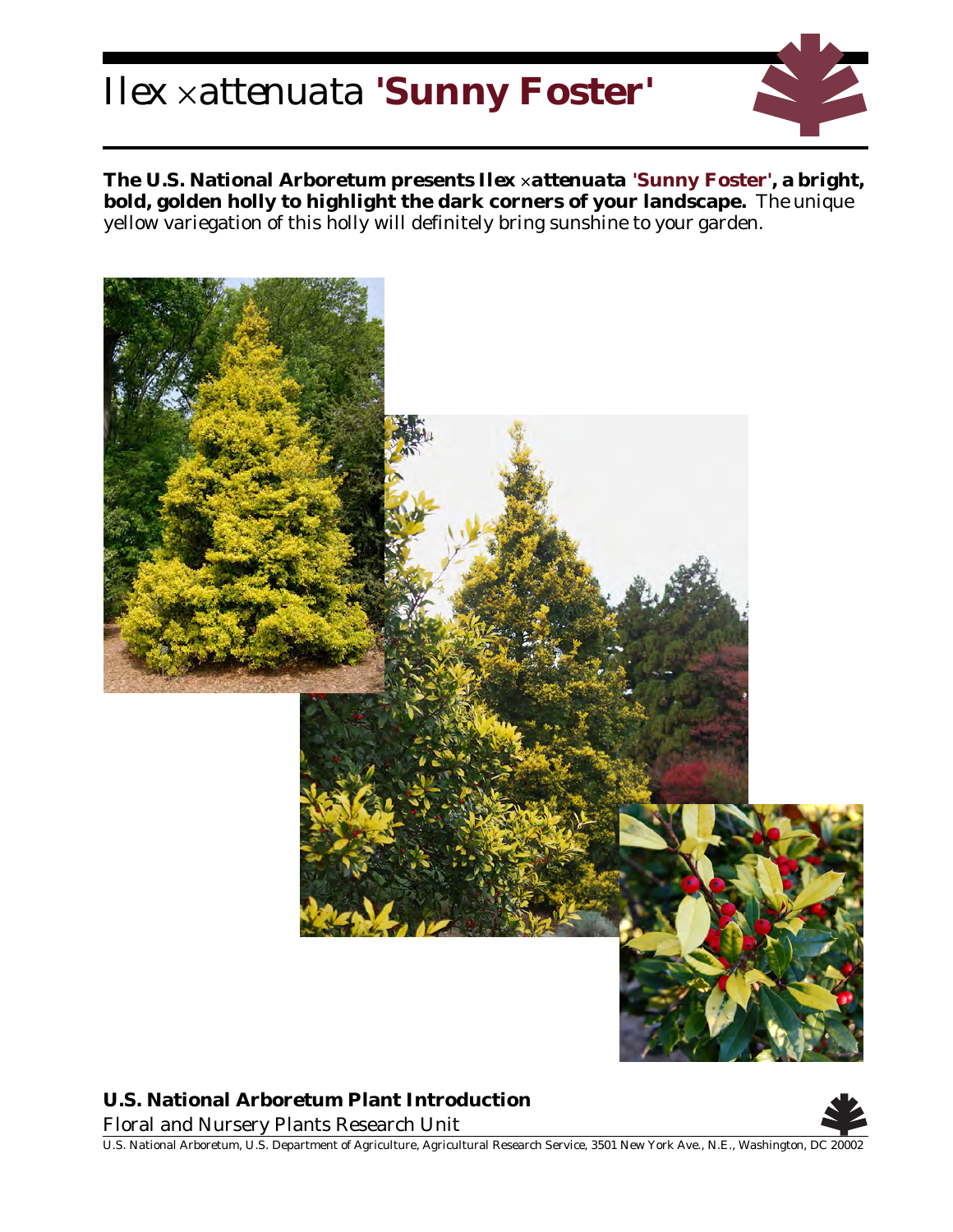# *Ilex* ×*attenuata* **'Sunny Foster'**

**The U.S. National Arboretum presents *Ilex* ×*attenuata* 'Sunny Foster', a bright, bold, golden holly to highlight the dark corners of your landscape.** The unique yellow variegation of this holly will definitely bring sunshine to your garden.

**U.S. National Arboretum Plant Introduction**

*Floral and Nursery Plants Research Unit*

U.S. National Arboretum, U.S. Department of Agriculture, Agricultural Research Service, 3501 New York Ave., N.E., Washington, DC 20002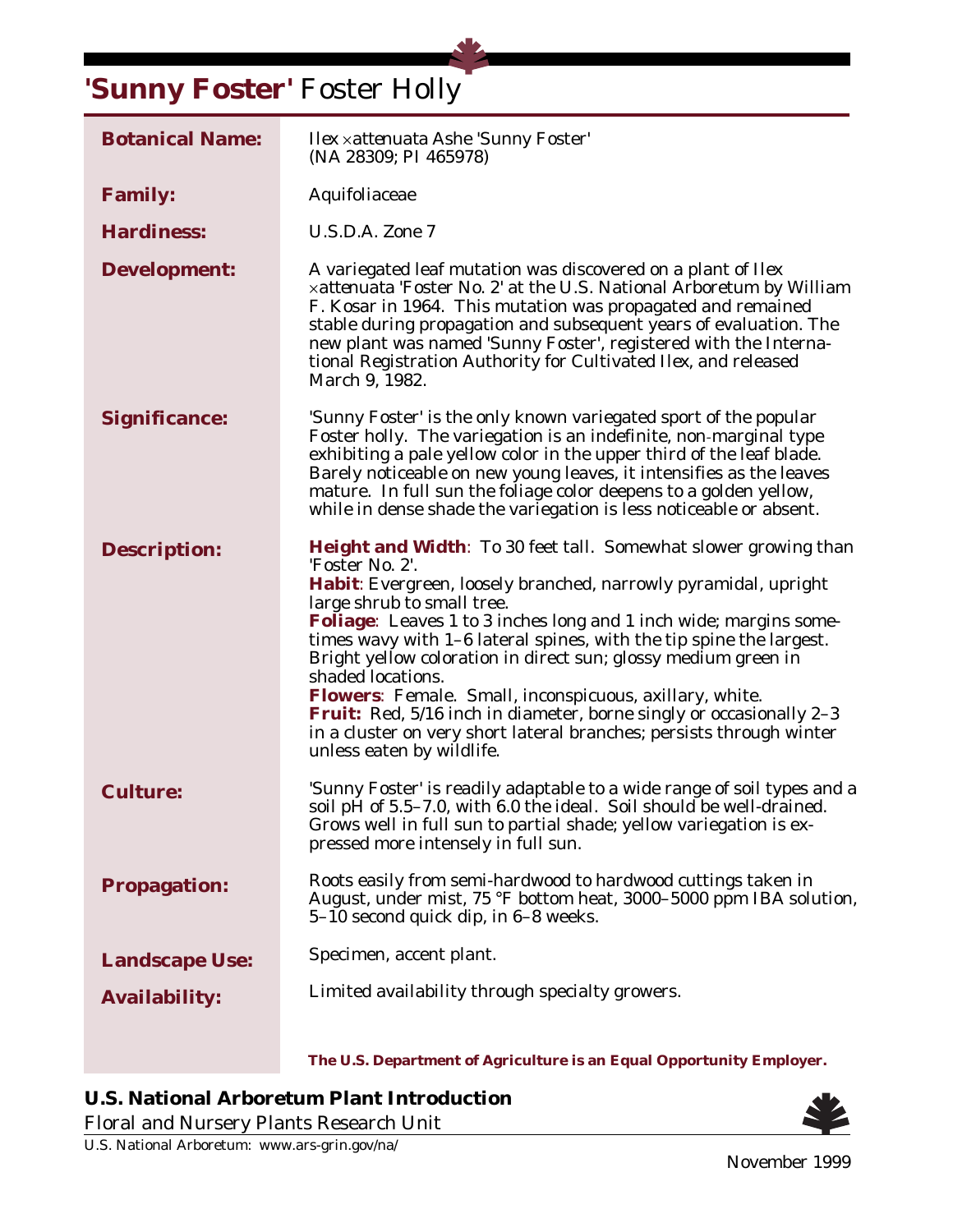# 'Sunny Foster' Foster Holly

**Botanical Name:** *Ilex* ×*attenuata* Ashe 'Sunny Foster' (NA 28309; PI 465978)

**Family:** Aquifoliaceae

**Hardiness:** U.S.D.A. Zone 7

**Development:** A variegated leaf mutation was discovered on a plant of *Ilex* ×*attenuata* 'Foster No. 2' at the U.S. National Arboretum by William F. Kosar in 1964. This mutation was propagated and remained stable during propagation and subsequent years of evaluation. The new plant was named 'Sunny Foster', registered with the International Registration Authority for Cultivated Ilex, and released March 9, 1982.

**Significance:** 'Sunny Foster' is the only known variegated sport of the popular Foster holly. The variegation is an indefinite, non-marginal type exhibiting a pale yellow color in the upper third of the leaf blade. Barely noticeable on new young leaves, it intensifies as the leaves mature. In full sun the foliage color deepens to a golden yellow, while in dense shade the variegation is less noticeable or absent.

**Description:**

**Height and Width**: To 30 feet tall. Somewhat slower growing than 'Foster No. 2'.
**Habit**: Evergreen, loosely branched, narrowly pyramidal, upright large shrub to small tree.
**Foliage**: Leaves 1 to 3 inches long and 1 inch wide; margins sometimes wavy with 1–6 lateral spines, with the tip spine the largest. Bright yellow coloration in direct sun; glossy medium green in shaded locations.
**Flowers**: Female. Small, inconspicuous, axillary, white.
**Fruit:** Red, 5/16 inch in diameter, borne singly or occasionally 2–3 in a cluster on very short lateral branches; persists through winter unless eaten by wildlife.

**Culture:** 'Sunny Foster' is readily adaptable to a wide range of soil types and a soil pH of 5.5–7.0, with 6.0 the ideal. Soil should be well-drained. Grows well in full sun to partial shade; yellow variegation is expressed more intensely in full sun.

**Propagation:** Roots easily from semi-hardwood to hardwood cuttings taken in August, under mist, 75 °F bottom heat, 3000–5000 ppm IBA solution, 5–10 second quick dip, in 6–8 weeks.

**Landscape Use:** Specimen, accent plant.

**Availability:** Limited availability through specialty growers.

**The U.S. Department of Agriculture is an Equal Opportunity Employer.**

**U.S. National Arboretum Plant Introduction**
Floral and Nursery Plants Research Unit
U.S. National Arboretum: www.ars-grin.gov/na/

November 1999